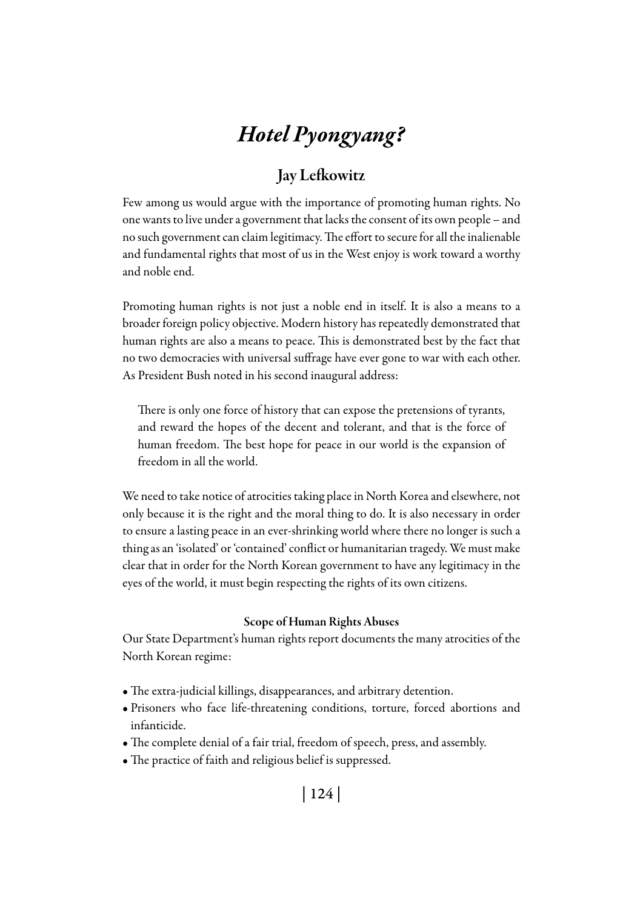# *Hotel Pyongyang?*

## Jay Lefkowitz

Few among us would argue with the importance of promoting human rights. No one wants to live under a government that lacks the consent of its own people – and no such government can claim legitimacy. The effort to secure for all the inalienable and fundamental rights that most of us in the West enjoy is work toward a worthy and noble end.

Promoting human rights is not just a noble end in itself. It is also a means to a broader foreign policy objective. Modern history has repeatedly demonstrated that human rights are also a means to peace. This is demonstrated best by the fact that no two democracies with universal suffrage have ever gone to war with each other. As President Bush noted in his second inaugural address:

> There is only one force of history that can expose the pretensions of tyrants, and reward the hopes of the decent and tolerant, and that is the force of human freedom. The best hope for peace in our world is the expansion of freedom in all the world.

We need to take notice of atrocities taking place in North Korea and elsewhere, not only because it is the right and the moral thing to do. It is also necessary in order to ensure a lasting peace in an ever-shrinking world where there no longer is such a thing as an 'isolated' or 'contained' conflict or humanitarian tragedy. We must make clear that in order for the North Korean government to have any legitimacy in the eyes of the world, it must begin respecting the rights of its own citizens.

### Scope of Human Rights Abuses

Our State Department's human rights report documents the many atrocities of the North Korean regime:

- The extra-judicial killings, disappearances, and arbitrary detention.
- Prisoners who face life-threatening conditions, torture, forced abortions and infanticide.
- The complete denial of a fair trial, freedom of speech, press, and assembly.
- The practice of faith and religious belief is suppressed.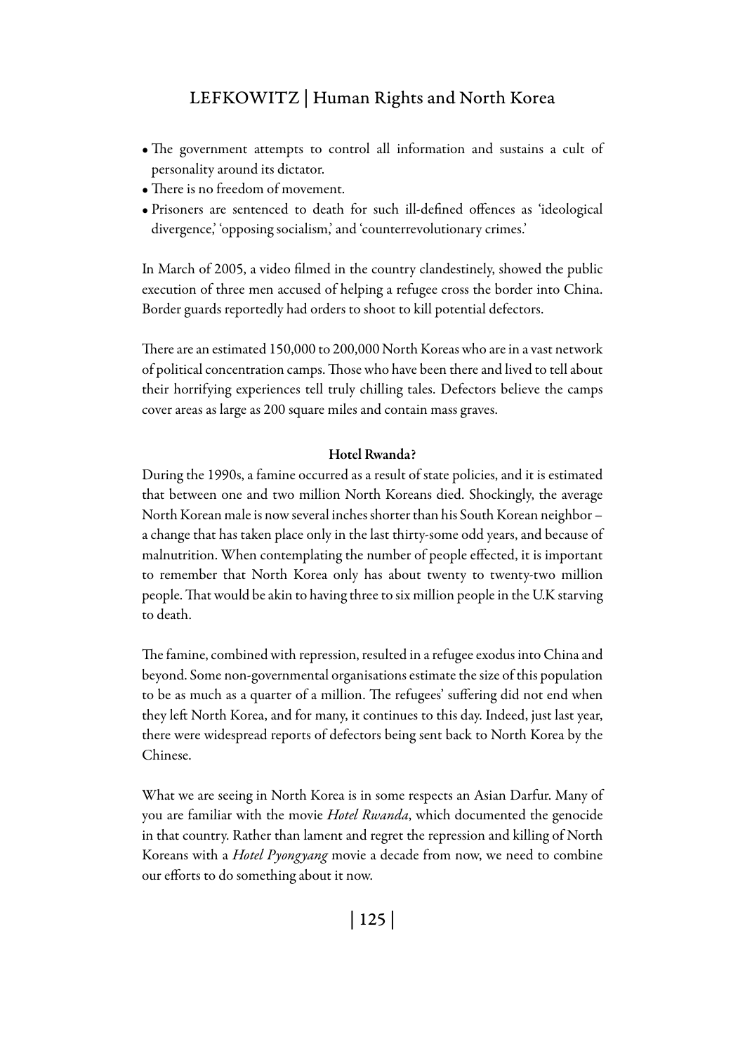- The government attempts to control all information and sustains a cult of personality around its dictator.
- There is no freedom of movement.
- Prisoners are sentenced to death for such ill-defined offences as 'ideological divergence,' 'opposing socialism,' and 'counterrevolutionary crimes.'

In March of 2005, a video filmed in the country clandestinely, showed the public execution of three men accused of helping a refugee cross the border into China. Border guards reportedly had orders to shoot to kill potential defectors.

There are an estimated 150,000 to 200,000 North Koreas who are in a vast network of political concentration camps. Those who have been there and lived to tell about their horrifying experiences tell truly chilling tales. Defectors believe the camps cover areas as large as 200 square miles and contain mass graves.

**Hotel Rwanda?**

During the 1990s, a famine occurred as a result of state policies, and it is estimated that between one and two million North Koreans died. Shockingly, the average North Korean male is now several inches shorter than his South Korean neighbor – a change that has taken place only in the last thirty-some odd years, and because of malnutrition. When contemplating the number of people effected, it is important to remember that North Korea only has about twenty to twenty-two million people. That would be akin to having three to six million people in the U.K starving to death.

The famine, combined with repression, resulted in a refugee exodus into China and beyond. Some non-governmental organisations estimate the size of this population to be as much as a quarter of a million. The refugees' suffering did not end when they left North Korea, and for many, it continues to this day. Indeed, just last year, there were widespread reports of defectors being sent back to North Korea by the Chinese.

What we are seeing in North Korea is in some respects an Asian Darfur. Many of you are familiar with the movie *Hotel Rwanda*, which documented the genocide in that country. Rather than lament and regret the repression and killing of North Koreans with a *Hotel Pyongyang* movie a decade from now, we need to combine our efforts to do something about it now.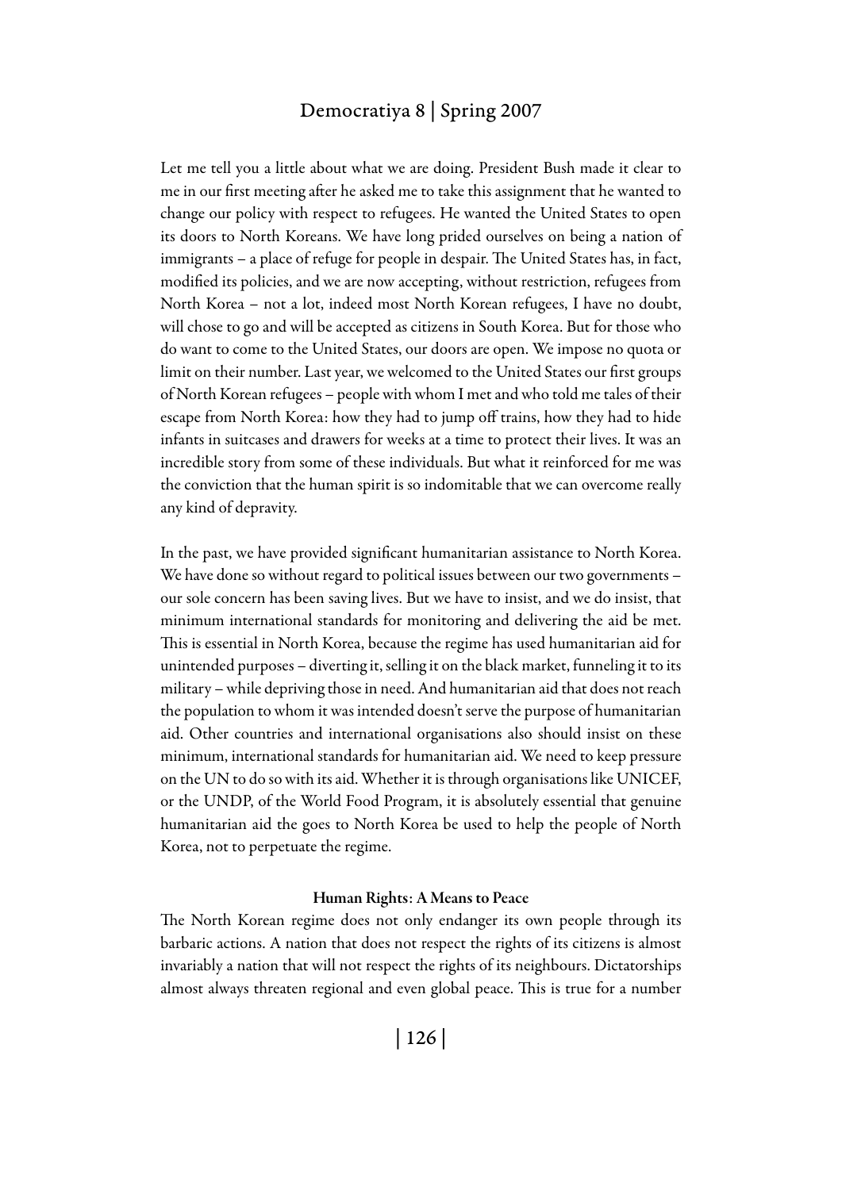Let me tell you a little about what we are doing. President Bush made it clear to me in our first meeting after he asked me to take this assignment that he wanted to change our policy with respect to refugees. He wanted the United States to open its doors to North Koreans. We have long prided ourselves on being a nation of immigrants – a place of refuge for people in despair. The United States has, in fact, modified its policies, and we are now accepting, without restriction, refugees from North Korea – not a lot, indeed most North Korean refugees, I have no doubt, will chose to go and will be accepted as citizens in South Korea. But for those who do want to come to the United States, our doors are open. We impose no quota or limit on their number. Last year, we welcomed to the United States our first groups of North Korean refugees – people with whom I met and who told me tales of their escape from North Korea: how they had to jump off trains, how they had to hide infants in suitcases and drawers for weeks at a time to protect their lives. It was an incredible story from some of these individuals. But what it reinforced for me was the conviction that the human spirit is so indomitable that we can overcome really any kind of depravity.

In the past, we have provided significant humanitarian assistance to North Korea. We have done so without regard to political issues between our two governments – our sole concern has been saving lives. But we have to insist, and we do insist, that minimum international standards for monitoring and delivering the aid be met. This is essential in North Korea, because the regime has used humanitarian aid for unintended purposes – diverting it, selling it on the black market, funneling it to its military – while depriving those in need. And humanitarian aid that does not reach the population to whom it was intended doesn't serve the purpose of humanitarian aid. Other countries and international organisations also should insist on these minimum, international standards for humanitarian aid. We need to keep pressure on the UN to do so with its aid. Whether it is through organisations like UNICEF, or the UNDP, of the World Food Program, it is absolutely essential that genuine humanitarian aid the goes to North Korea be used to help the people of North Korea, not to perpetuate the regime.

### Human Rights: A Means to Peace

The North Korean regime does not only endanger its own people through its barbaric actions. A nation that does not respect the rights of its citizens is almost invariably a nation that will not respect the rights of its neighbours. Dictatorships almost always threaten regional and even global peace. This is true for a number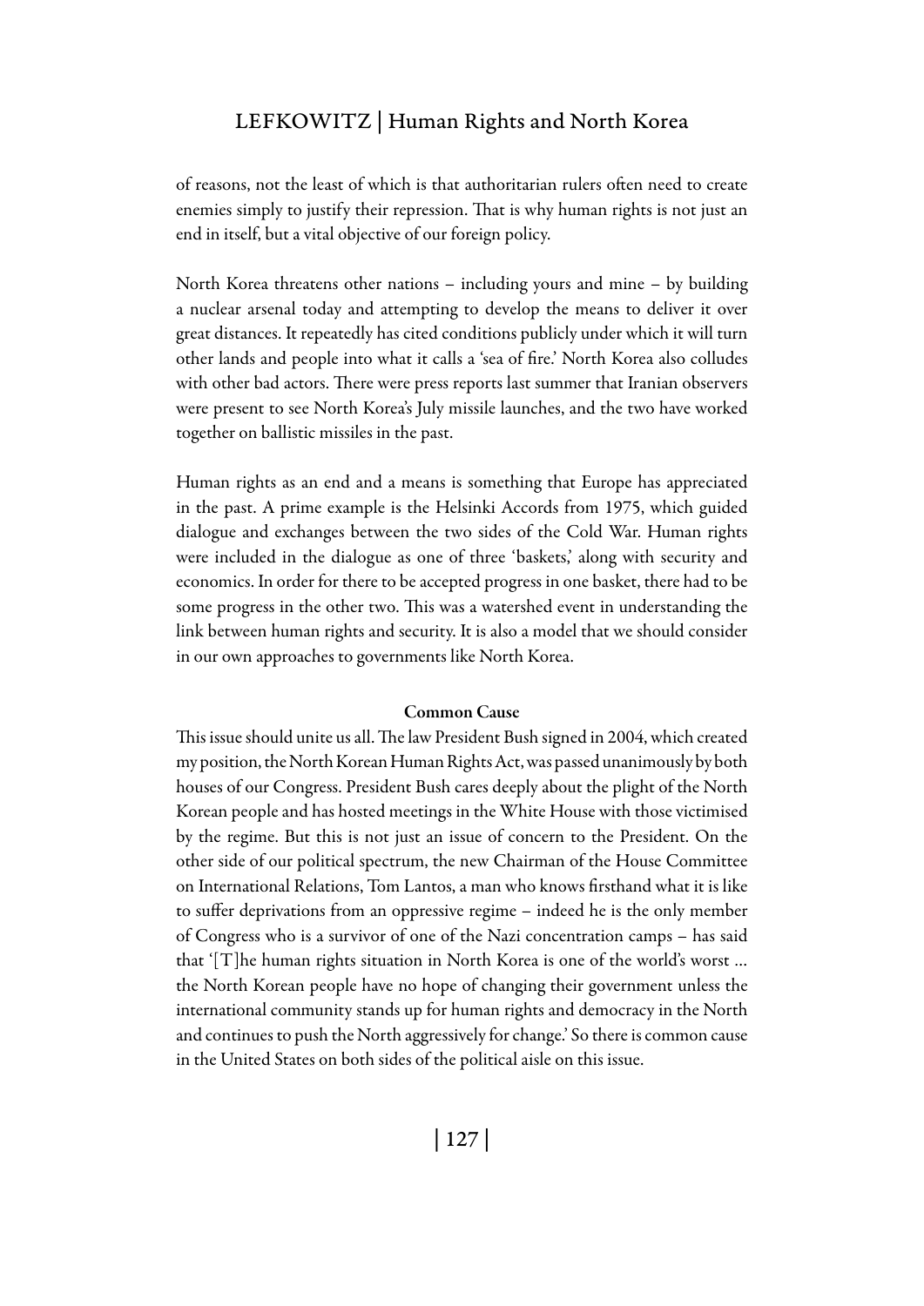of reasons, not the least of which is that authoritarian rulers often need to create enemies simply to justify their repression. That is why human rights is not just an end in itself, but a vital objective of our foreign policy.

North Korea threatens other nations – including yours and mine – by building a nuclear arsenal today and attempting to develop the means to deliver it over great distances. It repeatedly has cited conditions publicly under which it will turn other lands and people into what it calls a 'sea of fire.' North Korea also colludes with other bad actors. There were press reports last summer that Iranian observers were present to see North Korea's July missile launches, and the two have worked together on ballistic missiles in the past.

Human rights as an end and a means is something that Europe has appreciated in the past. A prime example is the Helsinki Accords from 1975, which guided dialogue and exchanges between the two sides of the Cold War. Human rights were included in the dialogue as one of three 'baskets,' along with security and economics. In order for there to be accepted progress in one basket, there had to be some progress in the other two. This was a watershed event in understanding the link between human rights and security. It is also a model that we should consider in our own approaches to governments like North Korea.

**Common Cause**

This issue should unite us all. The law President Bush signed in 2004, which created my position, the North Korean Human Rights Act, was passed unanimously by both houses of our Congress. President Bush cares deeply about the plight of the North Korean people and has hosted meetings in the White House with those victimised by the regime. But this is not just an issue of concern to the President. On the other side of our political spectrum, the new Chairman of the House Committee on International Relations, Tom Lantos, a man who knows firsthand what it is like to suffer deprivations from an oppressive regime – indeed he is the only member of Congress who is a survivor of one of the Nazi concentration camps – has said that '[T]he human rights situation in North Korea is one of the world's worst ... the North Korean people have no hope of changing their government unless the international community stands up for human rights and democracy in the North and continues to push the North aggressively for change.' So there is common cause in the United States on both sides of the political aisle on this issue.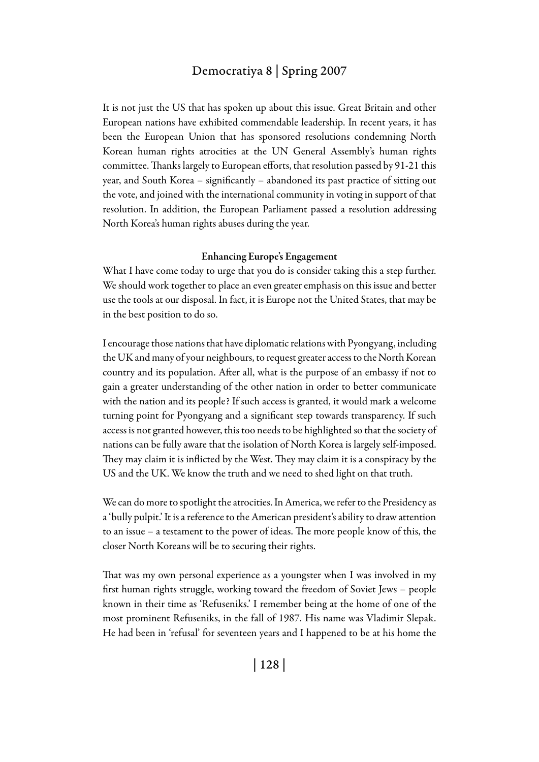It is not just the US that has spoken up about this issue. Great Britain and other European nations have exhibited commendable leadership. In recent years, it has been the European Union that has sponsored resolutions condemning North Korean human rights atrocities at the UN General Assembly's human rights committee. Thanks largely to European efforts, that resolution passed by 91-21 this year, and South Korea – significantly – abandoned its past practice of sitting out the vote, and joined with the international community in voting in support of that resolution. In addition, the European Parliament passed a resolution addressing North Korea's human rights abuses during the year.

### Enhancing Europe's Engagement

What I have come today to urge that you do is consider taking this a step further. We should work together to place an even greater emphasis on this issue and better use the tools at our disposal. In fact, it is Europe not the United States, that may be in the best position to do so.

I encourage those nations that have diplomatic relations with Pyongyang, including the UK and many of your neighbours, to request greater access to the North Korean country and its population. After all, what is the purpose of an embassy if not to gain a greater understanding of the other nation in order to better communicate with the nation and its people? If such access is granted, it would mark a welcome turning point for Pyongyang and a significant step towards transparency. If such access is not granted however, this too needs to be highlighted so that the society of nations can be fully aware that the isolation of North Korea is largely self-imposed. They may claim it is inflicted by the West. They may claim it is a conspiracy by the US and the UK. We know the truth and we need to shed light on that truth.

We can do more to spotlight the atrocities. In America, we refer to the Presidency as a 'bully pulpit.' It is a reference to the American president's ability to draw attention to an issue – a testament to the power of ideas. The more people know of this, the closer North Koreans will be to securing their rights.

That was my own personal experience as a youngster when I was involved in my first human rights struggle, working toward the freedom of Soviet Jews – people known in their time as 'Refuseniks.' I remember being at the home of one of the most prominent Refuseniks, in the fall of 1987. His name was Vladimir Slepak. He had been in 'refusal' for seventeen years and I happened to be at his home the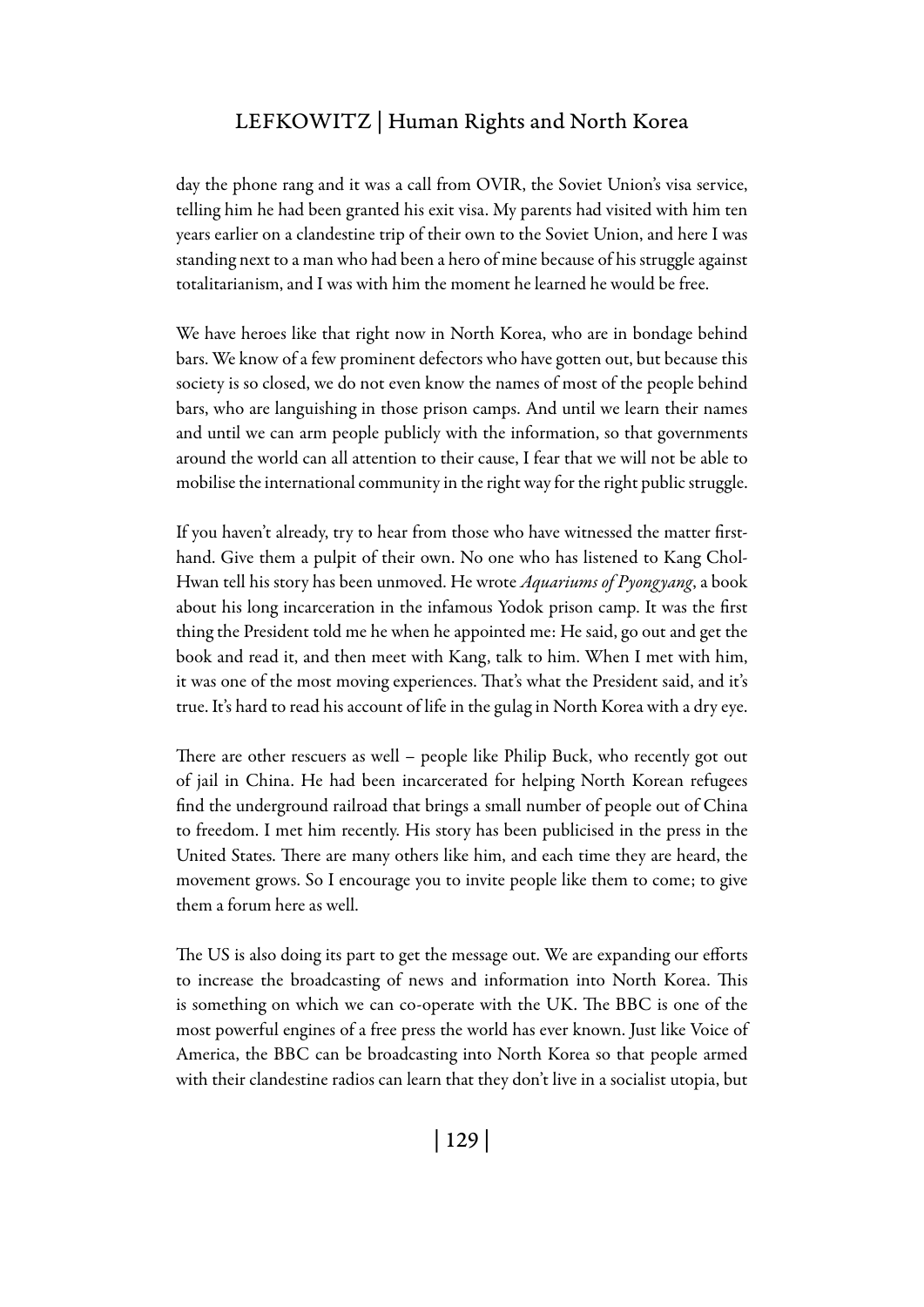day the phone rang and it was a call from OVIR, the Soviet Union's visa service, telling him he had been granted his exit visa. My parents had visited with him ten years earlier on a clandestine trip of their own to the Soviet Union, and here I was standing next to a man who had been a hero of mine because of his struggle against totalitarianism, and I was with him the moment he learned he would be free.

We have heroes like that right now in North Korea, who are in bondage behind bars. We know of a few prominent defectors who have gotten out, but because this society is so closed, we do not even know the names of most of the people behind bars, who are languishing in those prison camps. And until we learn their names and until we can arm people publicly with the information, so that governments around the world can all attention to their cause, I fear that we will not be able to mobilise the international community in the right way for the right public struggle.

If you haven't already, try to hear from those who have witnessed the matter first-hand. Give them a pulpit of their own. No one who has listened to Kang Chol-Hwan tell his story has been unmoved. He wrote *Aquariums of Pyongyang*, a book about his long incarceration in the infamous Yodok prison camp. It was the first thing the President told me he when he appointed me: He said, go out and get the book and read it, and then meet with Kang, talk to him. When I met with him, it was one of the most moving experiences. That's what the President said, and it's true. It's hard to read his account of life in the gulag in North Korea with a dry eye.

There are other rescuers as well – people like Philip Buck, who recently got out of jail in China. He had been incarcerated for helping North Korean refugees find the underground railroad that brings a small number of people out of China to freedom. I met him recently. His story has been publicised in the press in the United States. There are many others like him, and each time they are heard, the movement grows. So I encourage you to invite people like them to come; to give them a forum here as well.

The US is also doing its part to get the message out. We are expanding our efforts to increase the broadcasting of news and information into North Korea. This is something on which we can co-operate with the UK. The BBC is one of the most powerful engines of a free press the world has ever known. Just like Voice of America, the BBC can be broadcasting into North Korea so that people armed with their clandestine radios can learn that they don't live in a socialist utopia, but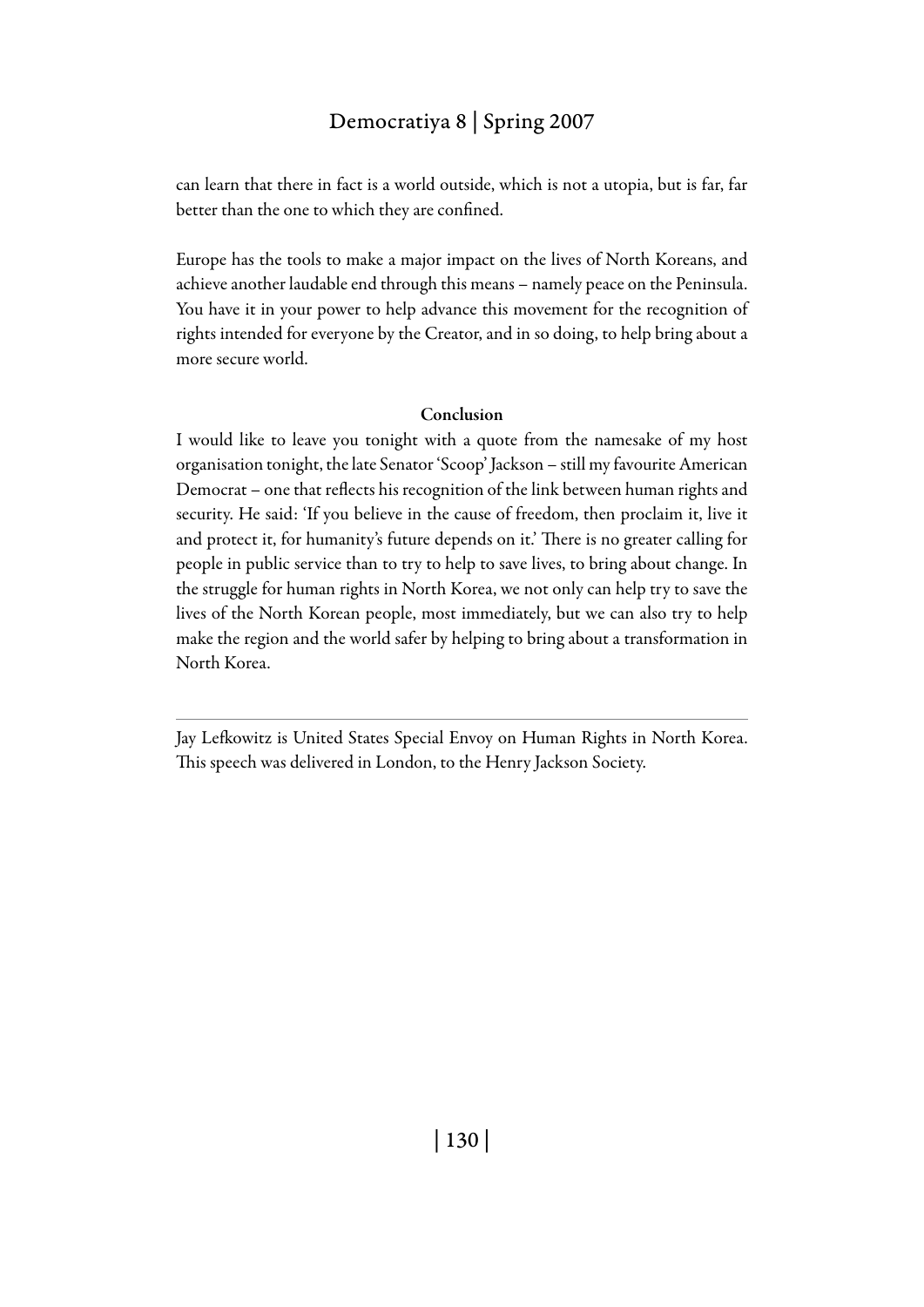can learn that there in fact is a world outside, which is not a utopia, but is far, far better than the one to which they are confined.

Europe has the tools to make a major impact on the lives of North Koreans, and achieve another laudable end through this means – namely peace on the Peninsula. You have it in your power to help advance this movement for the recognition of rights intended for everyone by the Creator, and in so doing, to help bring about a more secure world.

## Conclusion

I would like to leave you tonight with a quote from the namesake of my host organisation tonight, the late Senator 'Scoop' Jackson – still my favourite American Democrat – one that reflects his recognition of the link between human rights and security. He said: 'If you believe in the cause of freedom, then proclaim it, live it and protect it, for humanity's future depends on it.' There is no greater calling for people in public service than to try to help to save lives, to bring about change. In the struggle for human rights in North Korea, we not only can help try to save the lives of the North Korean people, most immediately, but we can also try to help make the region and the world safer by helping to bring about a transformation in North Korea.

---

Jay Lefkowitz is United States Special Envoy on Human Rights in North Korea. This speech was delivered in London, to the Henry Jackson Society.